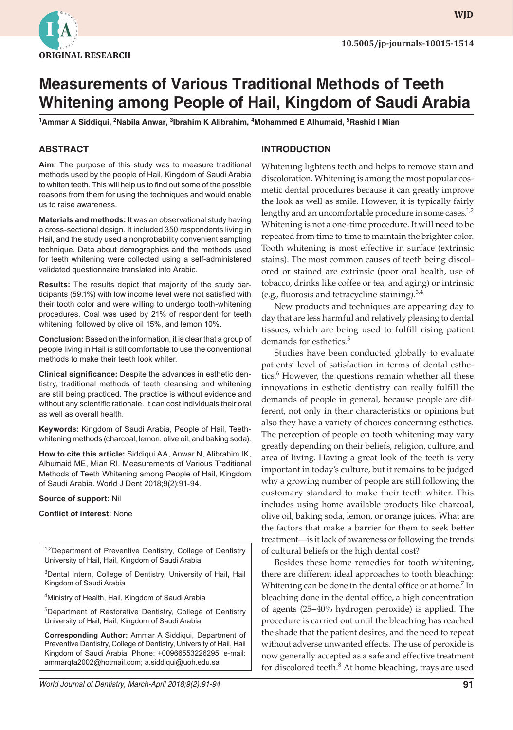ORIGINAL RESEARCH

10.5005/jp-journals-10015-1514

# Measurements of Various Traditional Methods of Teeth Whitening among People of Hail, Kingdom of Saudi Arabia

[1]Ammar A Siddiqui, [2]Nabila Anwar, [3]Ibrahim K Alibrahim, [4]Mohammed E Alhumaid, [5]Rashid I Mian

## ABSTRACT

**Aim:** The purpose of this study was to measure traditional methods used by the people of Hail, Kingdom of Saudi Arabia to whiten teeth. This will help us to find out some of the possible reasons from them for using the techniques and would enable us to raise awareness.

**Materials and methods:** It was an observational study having a cross-sectional design. It included 350 respondents living in Hail, and the study used a nonprobability convenient sampling technique. Data about demographics and the methods used for teeth whitening were collected using a self-administered validated questionnaire translated into Arabic.

**Results:** The results depict that majority of the study participants (59.1%) with low income level were not satisfied with their tooth color and were willing to undergo tooth-whitening procedures. Coal was used by 21% of respondent for teeth whitening, followed by olive oil 15%, and lemon 10%.

**Conclusion:** Based on the information, it is clear that a group of people living in Hail is still comfortable to use the conventional methods to make their teeth look whiter.

**Clinical significance:** Despite the advances in esthetic dentistry, traditional methods of teeth cleansing and whitening are still being practiced. The practice is without evidence and without any scientific rationale. It can cost individuals their oral as well as overall health.

**Keywords:** Kingdom of Saudi Arabia, People of Hail, Teeth-whitening methods (charcoal, lemon, olive oil, and baking soda).

**How to cite this article:** Siddiqui AA, Anwar N, Alibrahim IK, Alhumaid ME, Mian RI. Measurements of Various Traditional Methods of Teeth Whitening among People of Hail, Kingdom of Saudi Arabia. World J Dent 2018;9(2):91-94.

**Source of support:** Nil

**Conflict of interest:** None

[1,2]Department of Preventive Dentistry, College of Dentistry University of Hail, Hail, Kingdom of Saudi Arabia

[3]Dental Intern, College of Dentistry, University of Hail, Hail Kingdom of Saudi Arabia

[4]Ministry of Health, Hail, Kingdom of Saudi Arabia

[5]Department of Restorative Dentistry, College of Dentistry University of Hail, Hail, Kingdom of Saudi Arabia

**Corresponding Author:** Ammar A Siddiqui, Department of Preventive Dentistry, College of Dentistry, University of Hail, Hail Kingdom of Saudi Arabia, Phone: +00966553226295, e-mail: ammarqta2002@hotmail.com; a.siddiqui@uoh.edu.sa

## INTRODUCTION

Whitening lightens teeth and helps to remove stain and discoloration. Whitening is among the most popular cosmetic dental procedures because it can greatly improve the look as well as smile. However, it is typically fairly lengthy and an uncomfortable procedure in some cases.[1,2] Whitening is not a one-time procedure. It will need to be repeated from time to time to maintain the brighter color. Tooth whitening is most effective in surface (extrinsic stains). The most common causes of teeth being discolored or stained are extrinsic (poor oral health, use of tobacco, drinks like coffee or tea, and aging) or intrinsic (e.g., fluorosis and tetracycline staining).[3,4]

New products and techniques are appearing day to day that are less harmful and relatively pleasing to dental tissues, which are being used to fulfill rising patient demands for esthetics.[5]

Studies have been conducted globally to evaluate patients' level of satisfaction in terms of dental esthetics.[6] However, the questions remain whether all these innovations in esthetic dentistry can really fulfill the demands of people in general, because people are different, not only in their characteristics or opinions but also they have a variety of choices concerning esthetics. The perception of people on tooth whitening may vary greatly depending on their beliefs, religion, culture, and area of living. Having a great look of the teeth is very important in today's culture, but it remains to be judged why a growing number of people are still following the customary standard to make their teeth whiter. This includes using home available products like charcoal, olive oil, baking soda, lemon, or orange juices. What are the factors that make a barrier for them to seek better treatment—is it lack of awareness or following the trends of cultural beliefs or the high dental cost?

Besides these home remedies for tooth whitening, there are different ideal approaches to tooth bleaching: Whitening can be done in the dental office or at home.[7] In bleaching done in the dental office, a high concentration of agents (25–40% hydrogen peroxide) is applied. The procedure is carried out until the bleaching has reached the shade that the patient desires, and the need to repeat without adverse unwanted effects. The use of peroxide is now generally accepted as a safe and effective treatment for discolored teeth.[8] At home bleaching, trays are used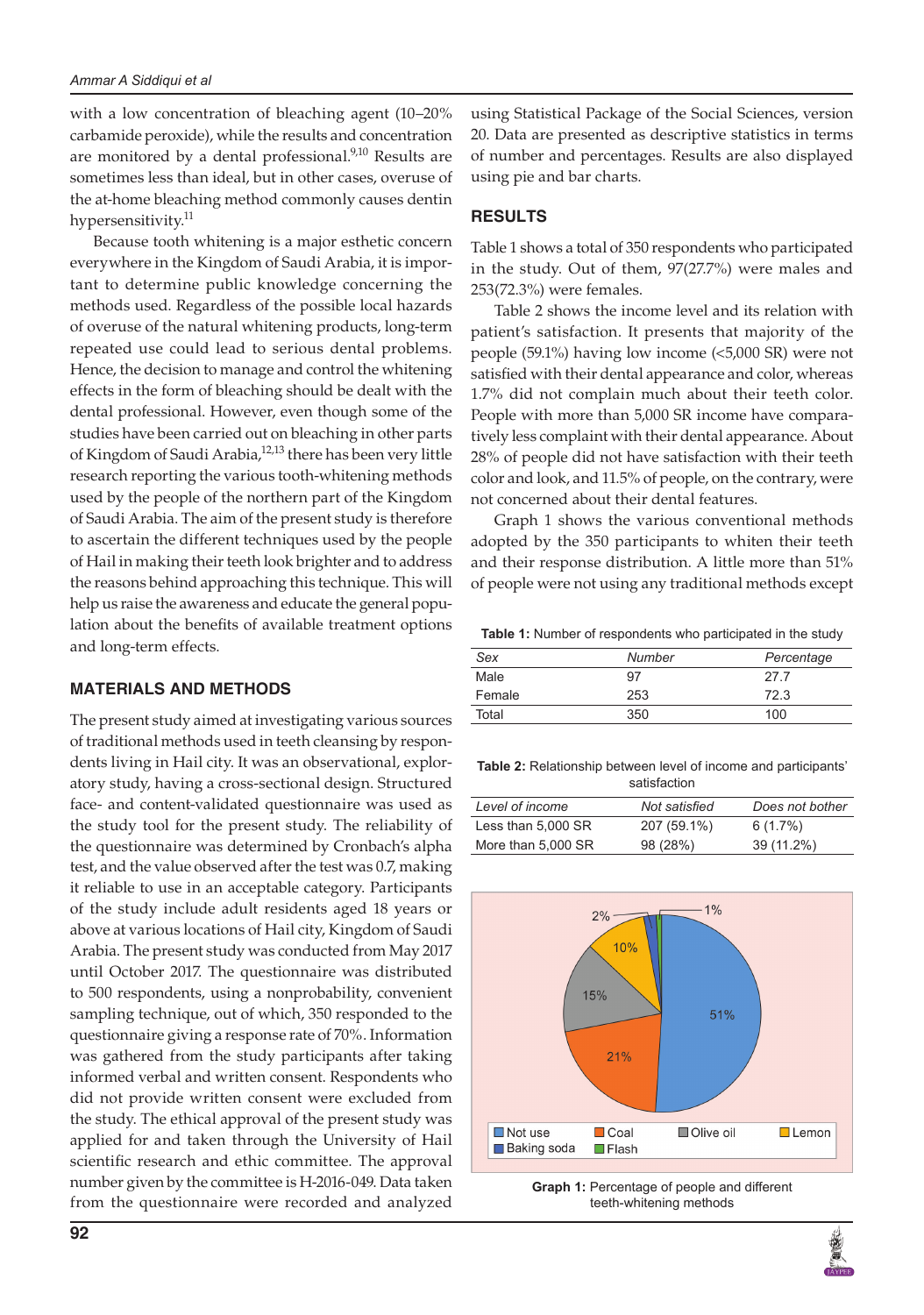with a low concentration of bleaching agent (10–20% carbamide peroxide), while the results and concentration are monitored by a dental professional.[9,10] Results are sometimes less than ideal, but in other cases, overuse of the at-home bleaching method commonly causes dentin hypersensitivity.[11]

Because tooth whitening is a major esthetic concern everywhere in the Kingdom of Saudi Arabia, it is important to determine public knowledge concerning the methods used. Regardless of the possible local hazards of overuse of the natural whitening products, long-term repeated use could lead to serious dental problems. Hence, the decision to manage and control the whitening effects in the form of bleaching should be dealt with the dental professional. However, even though some of the studies have been carried out on bleaching in other parts of Kingdom of Saudi Arabia,[12,13] there has been very little research reporting the various tooth-whitening methods used by the people of the northern part of the Kingdom of Saudi Arabia. The aim of the present study is therefore to ascertain the different techniques used by the people of Hail in making their teeth look brighter and to address the reasons behind approaching this technique. This will help us raise the awareness and educate the general population about the benefits of available treatment options and long-term effects.

## MATERIALS AND METHODS

The present study aimed at investigating various sources of traditional methods used in teeth cleansing by respondents living in Hail city. It was an observational, exploratory study, having a cross-sectional design. Structured face- and content-validated questionnaire was used as the study tool for the present study. The reliability of the questionnaire was determined by Cronbach's alpha test, and the value observed after the test was 0.7, making it reliable to use in an acceptable category. Participants of the study include adult residents aged 18 years or above at various locations of Hail city, Kingdom of Saudi Arabia. The present study was conducted from May 2017 until October 2017. The questionnaire was distributed to 500 respondents, using a nonprobability, convenient sampling technique, out of which, 350 responded to the questionnaire giving a response rate of 70%. Information was gathered from the study participants after taking informed verbal and written consent. Respondents who did not provide written consent were excluded from the study. The ethical approval of the present study was applied for and taken through the University of Hail scientific research and ethic committee. The approval number given by the committee is H-2016-049. Data taken from the questionnaire were recorded and analyzed using Statistical Package of the Social Sciences, version 20. Data are presented as descriptive statistics in terms of number and percentages. Results are also displayed using pie and bar charts.

## RESULTS

Table 1 shows a total of 350 respondents who participated in the study. Out of them, 97(27.7%) were males and 253(72.3%) were females.

Table 2 shows the income level and its relation with patient's satisfaction. It presents that majority of the people (59.1%) having low income (<5,000 SR) were not satisfied with their dental appearance and color, whereas 1.7% did not complain much about their teeth color. People with more than 5,000 SR income have comparatively less complaint with their dental appearance. About 28% of people did not have satisfaction with their teeth color and look, and 11.5% of people, on the contrary, were not concerned about their dental features.

Graph 1 shows the various conventional methods adopted by the 350 participants to whiten their teeth and their response distribution. A little more than 51% of people were not using any traditional methods except

**Table 1:** Number of respondents who participated in the study

| *Sex* | *Number* | *Percentage* |
|---|---|---|
| Male | 97 | 27.7 |
| Female | 253 | 72.3 |
| Total | 350 | 100 |

**Table 2:** Relationship between level of income and participants' satisfaction

| *Level of income* | *Not satisfied* | *Does not bother* |
|---|---|---|
| Less than 5,000 SR | 207 (59.1%) | 6 (1.7%) |
| More than 5,000 SR | 98 (28%) | 39 (11.2%) |

**Graph 1:** Percentage of people and different teeth-whitening methods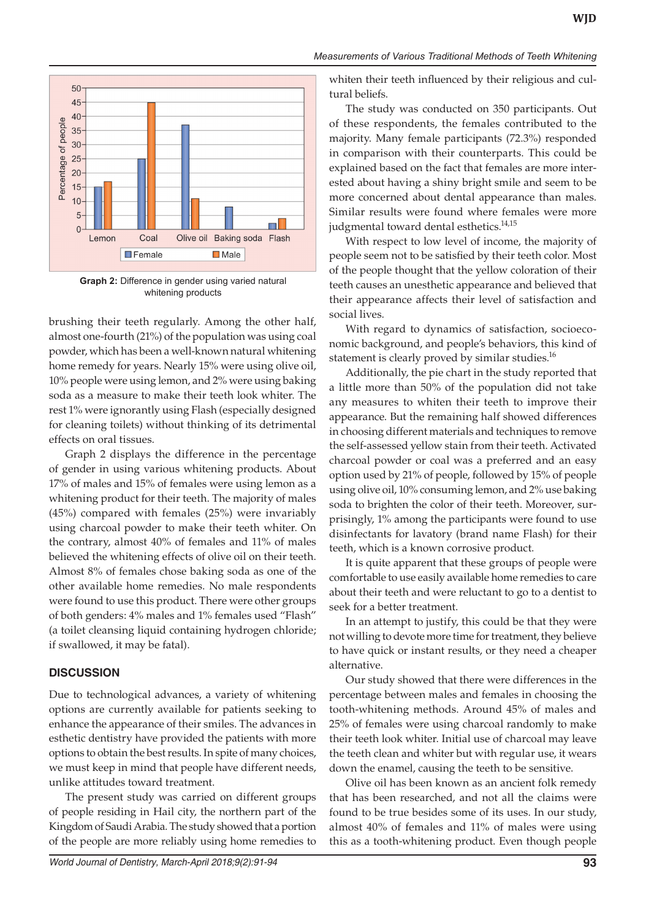Graph 2: Difference in gender using varied natural whitening products

brushing their teeth regularly. Among the other half, almost one-fourth (21%) of the population was using coal powder, which has been a well-known natural whitening home remedy for years. Nearly 15% were using olive oil, 10% people were using lemon, and 2% were using baking soda as a measure to make their teeth look whiter. The rest 1% were ignorantly using Flash (especially designed for cleaning toilets) without thinking of its detrimental effects on oral tissues.

Graph 2 displays the difference in the percentage of gender in using various whitening products. About 17% of males and 15% of females were using lemon as a whitening product for their teeth. The majority of males (45%) compared with females (25%) were invariably using charcoal powder to make their teeth whiter. On the contrary, almost 40% of females and 11% of males believed the whitening effects of olive oil on their teeth. Almost 8% of females chose baking soda as one of the other available home remedies. No male respondents were found to use this product. There were other groups of both genders: 4% males and 1% females used "Flash" (a toilet cleansing liquid containing hydrogen chloride; if swallowed, it may be fatal).

## DISCUSSION

Due to technological advances, a variety of whitening options are currently available for patients seeking to enhance the appearance of their smiles. The advances in esthetic dentistry have provided the patients with more options to obtain the best results. In spite of many choices, we must keep in mind that people have different needs, unlike attitudes toward treatment.

The present study was carried on different groups of people residing in Hail city, the northern part of the Kingdom of Saudi Arabia. The study showed that a portion of the people are more reliably using home remedies to whiten their teeth influenced by their religious and cultural beliefs.

The study was conducted on 350 participants. Out of these respondents, the females contributed to the majority. Many female participants (72.3%) responded in comparison with their counterparts. This could be explained based on the fact that females are more interested about having a shiny bright smile and seem to be more concerned about dental appearance than males. Similar results were found where females were more judgmental toward dental esthetics.[14,15]

With respect to low level of income, the majority of people seem not to be satisfied by their teeth color. Most of the people thought that the yellow coloration of their teeth causes an unesthetic appearance and believed that their appearance affects their level of satisfaction and social lives.

With regard to dynamics of satisfaction, socioeconomic background, and people's behaviors, this kind of statement is clearly proved by similar studies.[16]

Additionally, the pie chart in the study reported that a little more than 50% of the population did not take any measures to whiten their teeth to improve their appearance. But the remaining half showed differences in choosing different materials and techniques to remove the self-assessed yellow stain from their teeth. Activated charcoal powder or coal was a preferred and an easy option used by 21% of people, followed by 15% of people using olive oil, 10% consuming lemon, and 2% use baking soda to brighten the color of their teeth. Moreover, surprisingly, 1% among the participants were found to use disinfectants for lavatory (brand name Flash) for their teeth, which is a known corrosive product.

It is quite apparent that these groups of people were comfortable to use easily available home remedies to care about their teeth and were reluctant to go to a dentist to seek for a better treatment.

In an attempt to justify, this could be that they were not willing to devote more time for treatment, they believe to have quick or instant results, or they need a cheaper alternative.

Our study showed that there were differences in the percentage between males and females in choosing the tooth-whitening methods. Around 45% of males and 25% of females were using charcoal randomly to make their teeth look whiter. Initial use of charcoal may leave the teeth clean and whiter but with regular use, it wears down the enamel, causing the teeth to be sensitive.

Olive oil has been known as an ancient folk remedy that has been researched, and not all the claims were found to be true besides some of its uses. In our study, almost 40% of females and 11% of males were using this as a tooth-whitening product. Even though people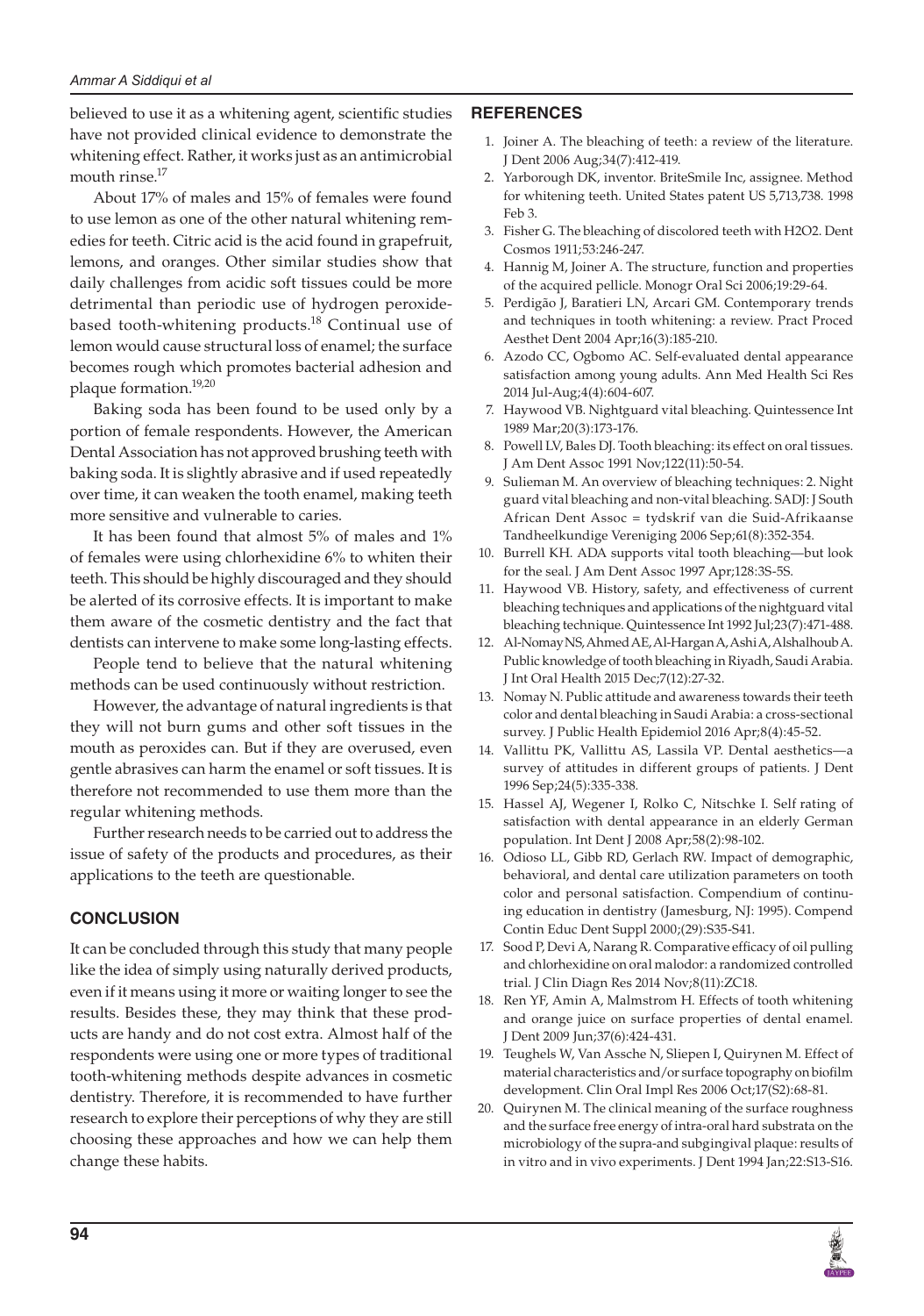believed to use it as a whitening agent, scientific studies have not provided clinical evidence to demonstrate the whitening effect. Rather, it works just as an antimicrobial mouth rinse.[17]

About 17% of males and 15% of females were found to use lemon as one of the other natural whitening remedies for teeth. Citric acid is the acid found in grapefruit, lemons, and oranges. Other similar studies show that daily challenges from acidic soft tissues could be more detrimental than periodic use of hydrogen peroxide-based tooth-whitening products.[18] Continual use of lemon would cause structural loss of enamel; the surface becomes rough which promotes bacterial adhesion and plaque formation.[19,20]

Baking soda has been found to be used only by a portion of female respondents. However, the American Dental Association has not approved brushing teeth with baking soda. It is slightly abrasive and if used repeatedly over time, it can weaken the tooth enamel, making teeth more sensitive and vulnerable to caries.

It has been found that almost 5% of males and 1% of females were using chlorhexidine 6% to whiten their teeth. This should be highly discouraged and they should be alerted of its corrosive effects. It is important to make them aware of the cosmetic dentistry and the fact that dentists can intervene to make some long-lasting effects.

People tend to believe that the natural whitening methods can be used continuously without restriction.

However, the advantage of natural ingredients is that they will not burn gums and other soft tissues in the mouth as peroxides can. But if they are overused, even gentle abrasives can harm the enamel or soft tissues. It is therefore not recommended to use them more than the regular whitening methods.

Further research needs to be carried out to address the issue of safety of the products and procedures, as their applications to the teeth are questionable.

## CONCLUSION

It can be concluded through this study that many people like the idea of simply using naturally derived products, even if it means using it more or waiting longer to see the results. Besides these, they may think that these products are handy and do not cost extra. Almost half of the respondents were using one or more types of traditional tooth-whitening methods despite advances in cosmetic dentistry. Therefore, it is recommended to have further research to explore their perceptions of why they are still choosing these approaches and how we can help them change these habits.

## REFERENCES

1. Joiner A. The bleaching of teeth: a review of the literature. J Dent 2006 Aug;34(7):412-419.
2. Yarborough DK, inventor. BriteSmile Inc, assignee. Method for whitening teeth. United States patent US 5,713,738. 1998 Feb 3.
3. Fisher G. The bleaching of discolored teeth with H2O2. Dent Cosmos 1911;53:246-247.
4. Hannig M, Joiner A. The structure, function and properties of the acquired pellicle. Monogr Oral Sci 2006;19:29-64.
5. Perdigão J, Baratieri LN, Arcari GM. Contemporary trends and techniques in tooth whitening: a review. Pract Proced Aesthet Dent 2004 Apr;16(3):185-210.
6. Azodo CC, Ogbomo AC. Self-evaluated dental appearance satisfaction among young adults. Ann Med Health Sci Res 2014 Jul-Aug;4(4):604-607.
7. Haywood VB. Nightguard vital bleaching. Quintessence Int 1989 Mar;20(3):173-176.
8. Powell LV, Bales DJ. Tooth bleaching: its effect on oral tissues. J Am Dent Assoc 1991 Nov;122(11):50-54.
9. Sulieman M. An overview of bleaching techniques: 2. Night guard vital bleaching and non-vital bleaching. SADJ: J South African Dent Assoc = tydskrif van die Suid-Afrikaanse Tandheelkundige Vereniging 2006 Sep;61(8):352-354.
10. Burrell KH. ADA supports vital tooth bleaching—but look for the seal. J Am Dent Assoc 1997 Apr;128:3S-5S.
11. Haywood VB. History, safety, and effectiveness of current bleaching techniques and applications of the nightguard vital bleaching technique. Quintessence Int 1992 Jul;23(7):471-488.
12. Al-Nomay NS, Ahmed AE, Al-Hargan A, Ashi A, Alshalhoub A. Public knowledge of tooth bleaching in Riyadh, Saudi Arabia. J Int Oral Health 2015 Dec;7(12):27-32.
13. Nomay N. Public attitude and awareness towards their teeth color and dental bleaching in Saudi Arabia: a cross-sectional survey. J Public Health Epidemiol 2016 Apr;8(4):45-52.
14. Vallittu PK, Vallittu AS, Lassila VP. Dental aesthetics—a survey of attitudes in different groups of patients. J Dent 1996 Sep;24(5):335-338.
15. Hassel AJ, Wegener I, Rolko C, Nitschke I. Self rating of satisfaction with dental appearance in an elderly German population. Int Dent J 2008 Apr;58(2):98-102.
16. Odioso LL, Gibb RD, Gerlach RW. Impact of demographic, behavioral, and dental care utilization parameters on tooth color and personal satisfaction. Compendium of continuing education in dentistry (Jamesburg, NJ: 1995). Compend Contin Educ Dent Suppl 2000;(29):S35-S41.
17. Sood P, Devi A, Narang R. Comparative efficacy of oil pulling and chlorhexidine on oral malodor: a randomized controlled trial. J Clin Diagn Res 2014 Nov;8(11):ZC18.
18. Ren YF, Amin A, Malmstrom H. Effects of tooth whitening and orange juice on surface properties of dental enamel. J Dent 2009 Jun;37(6):424-431.
19. Teughels W, Van Assche N, Sliepen I, Quirynen M. Effect of material characteristics and/or surface topography on biofilm development. Clin Oral Impl Res 2006 Oct;17(S2):68-81.
20. Quirynen M. The clinical meaning of the surface roughness and the surface free energy of intra-oral hard substrata on the microbiology of the supra-and subgingival plaque: results of in vitro and in vivo experiments. J Dent 1994 Jan;22:S13-S16.